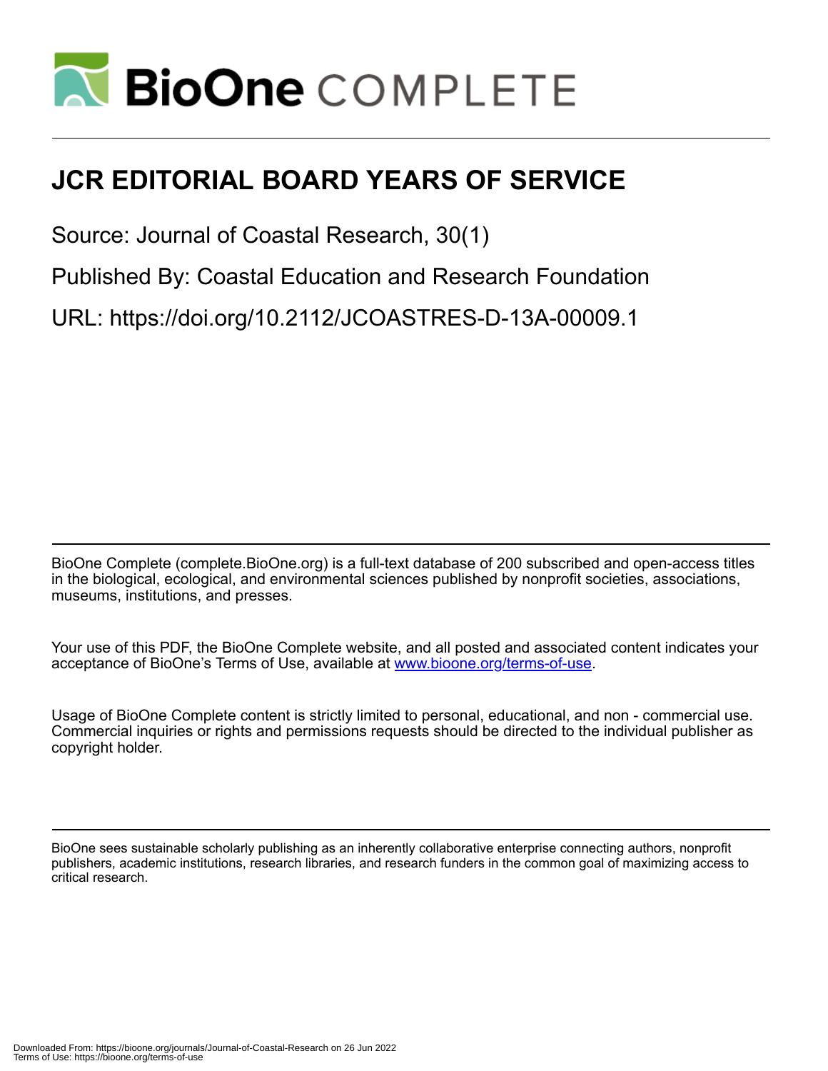# JCR EDITORIAL BOARD YEARS OF SERVICE

Source: Journal of Coastal Research, 30(1)

Published By: Coastal Education and Research Foundation

URL: https://doi.org/10.2112/JCOASTRES-D-13A-00009.1

BioOne Complete (complete.BioOne.org) is a full-text database of 200 subscribed and open-access titles in the biological, ecological, and environmental sciences published by nonprofit societies, associations, museums, institutions, and presses.

Your use of this PDF, the BioOne Complete website, and all posted and associated content indicates your acceptance of BioOne's Terms of Use, available at www.bioone.org/terms-of-use.

Usage of BioOne Complete content is strictly limited to personal, educational, and non - commercial use. Commercial inquiries or rights and permissions requests should be directed to the individual publisher as copyright holder.

BioOne sees sustainable scholarly publishing as an inherently collaborative enterprise connecting authors, nonprofit publishers, academic institutions, research libraries, and research funders in the common goal of maximizing access to critical research.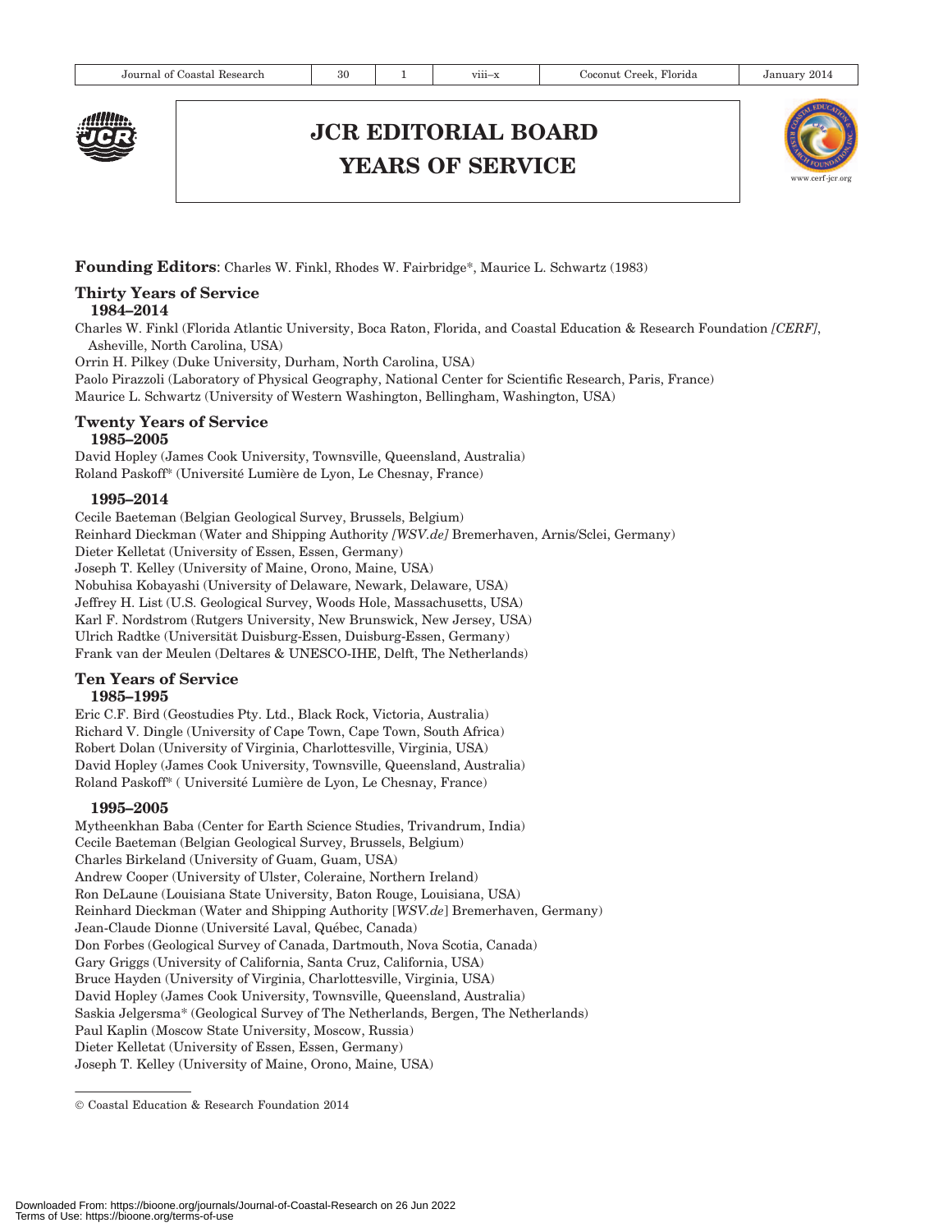# JCR EDITORIAL BOARD YEARS OF SERVICE

**Founding Editors**: Charles W. Finkl, Rhodes W. Fairbridge*, Maurice L. Schwartz (1983)

## Thirty Years of Service

### 1984–2014

Charles W. Finkl (Florida Atlantic University, Boca Raton, Florida, and Coastal Education & Research Foundation *[CERF]*, Asheville, North Carolina, USA)
Orrin H. Pilkey (Duke University, Durham, North Carolina, USA)
Paolo Pirazzoli (Laboratory of Physical Geography, National Center for Scientific Research, Paris, France)
Maurice L. Schwartz (University of Western Washington, Bellingham, Washington, USA)

## Twenty Years of Service

### 1985–2005

David Hopley (James Cook University, Townsville, Queensland, Australia)
Roland Paskoff* (Université Lumière de Lyon, Le Chesnay, France)

### 1995–2014

Cecile Baeteman (Belgian Geological Survey, Brussels, Belgium)
Reinhard Dieckman (Water and Shipping Authority *[WSV.de]* Bremerhaven, Arnis/Sclei, Germany)
Dieter Kelletat (University of Essen, Essen, Germany)
Joseph T. Kelley (University of Maine, Orono, Maine, USA)
Nobuhisa Kobayashi (University of Delaware, Newark, Delaware, USA)
Jeffrey H. List (U.S. Geological Survey, Woods Hole, Massachusetts, USA)
Karl F. Nordstrom (Rutgers University, New Brunswick, New Jersey, USA)
Ulrich Radtke (Universität Duisburg-Essen, Duisburg-Essen, Germany)
Frank van der Meulen (Deltares & UNESCO-IHE, Delft, The Netherlands)

## Ten Years of Service

### 1985–1995

Eric C.F. Bird (Geostudies Pty. Ltd., Black Rock, Victoria, Australia)
Richard V. Dingle (University of Cape Town, Cape Town, South Africa)
Robert Dolan (University of Virginia, Charlottesville, Virginia, USA)
David Hopley (James Cook University, Townsville, Queensland, Australia)
Roland Paskoff* ( Université Lumière de Lyon, Le Chesnay, France)

### 1995–2005

Mytheenkhan Baba (Center for Earth Science Studies, Trivandrum, India)
Cecile Baeteman (Belgian Geological Survey, Brussels, Belgium)
Charles Birkeland (University of Guam, Guam, USA)
Andrew Cooper (University of Ulster, Coleraine, Northern Ireland)
Ron DeLaune (Louisiana State University, Baton Rouge, Louisiana, USA)
Reinhard Dieckman (Water and Shipping Authority [*WSV.de*] Bremerhaven, Germany)
Jean-Claude Dionne (Université Laval, Québec, Canada)
Don Forbes (Geological Survey of Canada, Dartmouth, Nova Scotia, Canada)
Gary Griggs (University of California, Santa Cruz, California, USA)
Bruce Hayden (University of Virginia, Charlottesville, Virginia, USA)
David Hopley (James Cook University, Townsville, Queensland, Australia)
Saskia Jelgersma* (Geological Survey of The Netherlands, Bergen, The Netherlands)
Paul Kaplin (Moscow State University, Moscow, Russia)
Dieter Kelletat (University of Essen, Essen, Germany)
Joseph T. Kelley (University of Maine, Orono, Maine, USA)

© Coastal Education & Research Foundation 2014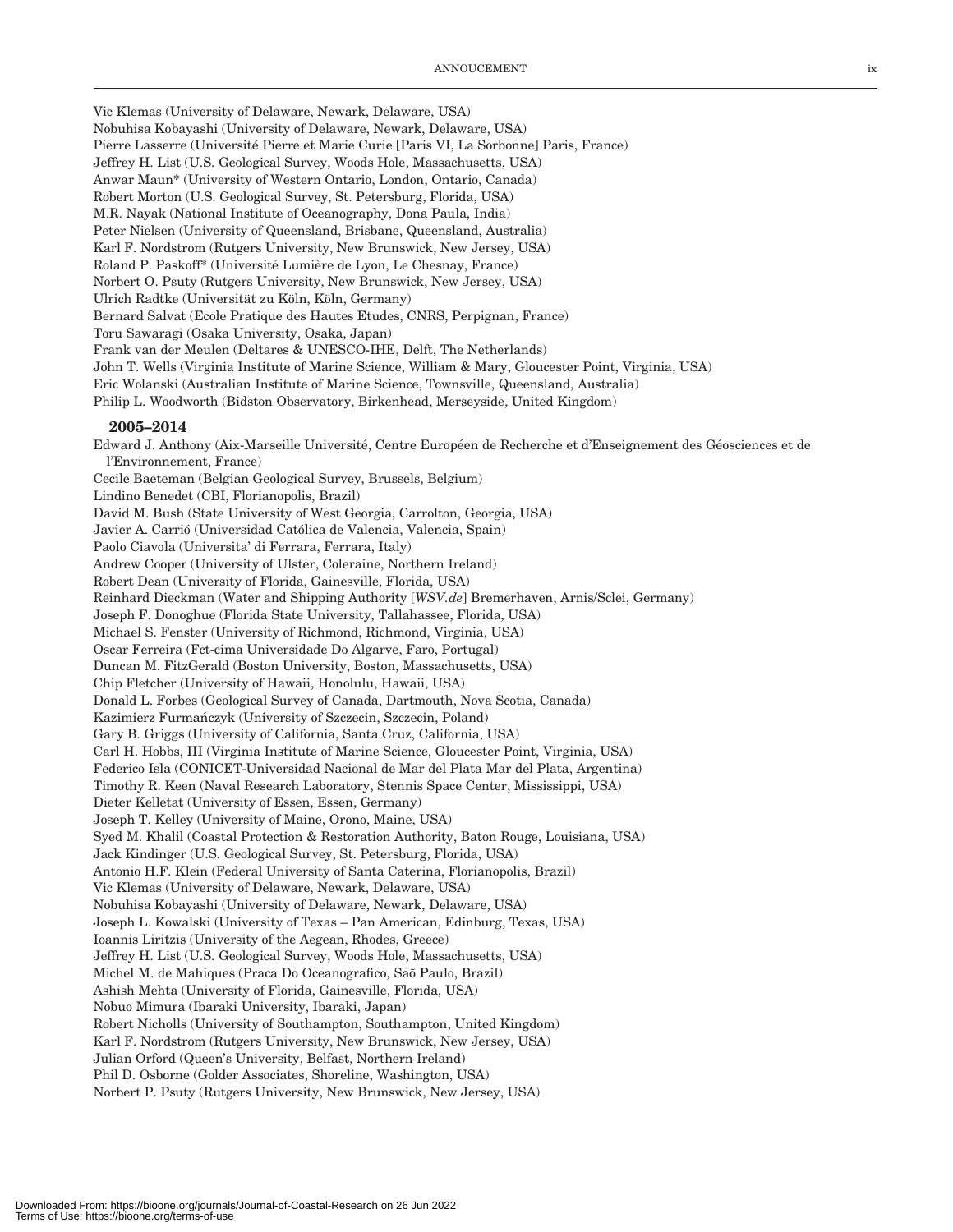Vic Klemas (University of Delaware, Newark, Delaware, USA)
Nobuhisa Kobayashi (University of Delaware, Newark, Delaware, USA)
Pierre Lasserre (Université Pierre et Marie Curie [Paris VI, La Sorbonne] Paris, France)
Jeffrey H. List (U.S. Geological Survey, Woods Hole, Massachusetts, USA)
Anwar Maun* (University of Western Ontario, London, Ontario, Canada)
Robert Morton (U.S. Geological Survey, St. Petersburg, Florida, USA)
M.R. Nayak (National Institute of Oceanography, Dona Paula, India)
Peter Nielsen (University of Queensland, Brisbane, Queensland, Australia)
Karl F. Nordstrom (Rutgers University, New Brunswick, New Jersey, USA)
Roland P. Paskoff* (Université Lumière de Lyon, Le Chesnay, France)
Norbert O. Psuty (Rutgers University, New Brunswick, New Jersey, USA)
Ulrich Radtke (Universität zu Köln, Köln, Germany)
Bernard Salvat (Ecole Pratique des Hautes Etudes, CNRS, Perpignan, France)
Toru Sawaragi (Osaka University, Osaka, Japan)
Frank van der Meulen (Deltares & UNESCO-IHE, Delft, The Netherlands)
John T. Wells (Virginia Institute of Marine Science, William & Mary, Gloucester Point, Virginia, USA)
Eric Wolanski (Australian Institute of Marine Science, Townsville, Queensland, Australia)
Philip L. Woodworth (Bidston Observatory, Birkenhead, Merseyside, United Kingdom)

**2005–2014**

Edward J. Anthony (Aix-Marseille Université, Centre Européen de Recherche et d'Enseignement des Géosciences et de l'Environnement, France)
Cecile Baeteman (Belgian Geological Survey, Brussels, Belgium)
Lindino Benedet (CBI, Florianopolis, Brazil)
David M. Bush (State University of West Georgia, Carrolton, Georgia, USA)
Javier A. Carrió (Universidad Católica de Valencia, Valencia, Spain)
Paolo Ciavola (Universita' di Ferrara, Ferrara, Italy)
Andrew Cooper (University of Ulster, Coleraine, Northern Ireland)
Robert Dean (University of Florida, Gainesville, Florida, USA)
Reinhard Dieckman (Water and Shipping Authority [*WSV.de*] Bremerhaven, Arnis/Sclei, Germany)
Joseph F. Donoghue (Florida State University, Tallahassee, Florida, USA)
Michael S. Fenster (University of Richmond, Richmond, Virginia, USA)
Oscar Ferreira (Fct-cima Universidade Do Algarve, Faro, Portugal)
Duncan M. FitzGerald (Boston University, Boston, Massachusetts, USA)
Chip Fletcher (University of Hawaii, Honolulu, Hawaii, USA)
Donald L. Forbes (Geological Survey of Canada, Dartmouth, Nova Scotia, Canada)
Kazimierz Furmańczyk (University of Szczecin, Szczecin, Poland)
Gary B. Griggs (University of California, Santa Cruz, California, USA)
Carl H. Hobbs, III (Virginia Institute of Marine Science, Gloucester Point, Virginia, USA)
Federico Isla (CONICET-Universidad Nacional de Mar del Plata Mar del Plata, Argentina)
Timothy R. Keen (Naval Research Laboratory, Stennis Space Center, Mississippi, USA)
Dieter Kelletat (University of Essen, Essen, Germany)
Joseph T. Kelley (University of Maine, Orono, Maine, USA)
Syed M. Khalil (Coastal Protection & Restoration Authority, Baton Rouge, Louisiana, USA)
Jack Kindinger (U.S. Geological Survey, St. Petersburg, Florida, USA)
Antonio H.F. Klein (Federal University of Santa Caterina, Florianopolis, Brazil)
Vic Klemas (University of Delaware, Newark, Delaware, USA)
Nobuhisa Kobayashi (University of Delaware, Newark, Delaware, USA)
Joseph L. Kowalski (University of Texas – Pan American, Edinburg, Texas, USA)
Ioannis Liritzis (University of the Aegean, Rhodes, Greece)
Jeffrey H. List (U.S. Geological Survey, Woods Hole, Massachusetts, USA)
Michel M. de Mahiques (Praca Do Oceanografico, Saõ Paulo, Brazil)
Ashish Mehta (University of Florida, Gainesville, Florida, USA)
Nobuo Mimura (Ibaraki University, Ibaraki, Japan)
Robert Nicholls (University of Southampton, Southampton, United Kingdom)
Karl F. Nordstrom (Rutgers University, New Brunswick, New Jersey, USA)
Julian Orford (Queen's University, Belfast, Northern Ireland)
Phil D. Osborne (Golder Associates, Shoreline, Washington, USA)
Norbert P. Psuty (Rutgers University, New Brunswick, New Jersey, USA)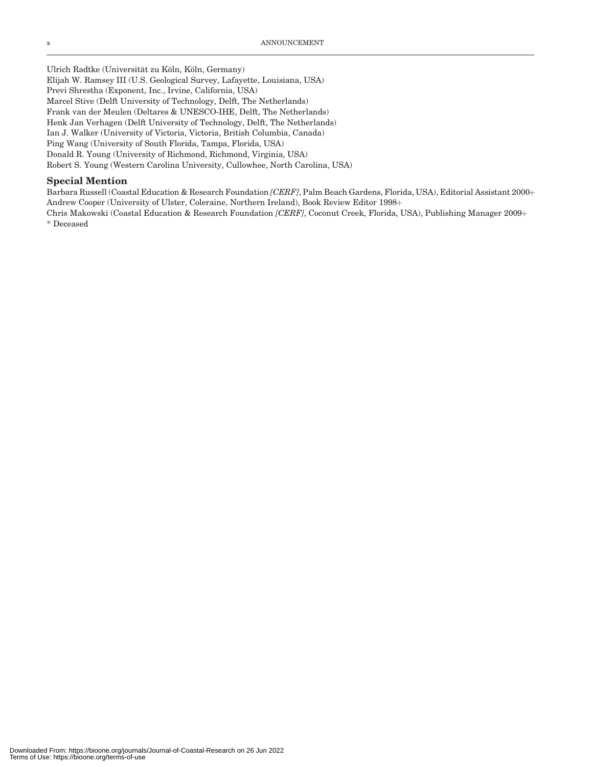Ulrich Radtke (Universität zu Köln, Köln, Germany)
Elijah W. Ramsey III (U.S. Geological Survey, Lafayette, Louisiana, USA)
Previ Shrestha (Exponent, Inc., Irvine, California, USA)
Marcel Stive (Delft University of Technology, Delft, The Netherlands)
Frank van der Meulen (Deltares & UNESCO-IHE, Delft, The Netherlands)
Henk Jan Verhagen (Delft University of Technology, Delft, The Netherlands)
Ian J. Walker (University of Victoria, Victoria, British Columbia, Canada)
Ping Wang (University of South Florida, Tampa, Florida, USA)
Donald R. Young (University of Richmond, Richmond, Virginia, USA)
Robert S. Young (Western Carolina University, Cullowhee, North Carolina, USA)

### Special Mention

Barbara Russell (Coastal Education & Research Foundation *[CERF]*, Palm Beach Gardens, Florida, USA), Editorial Assistant 2000+
Andrew Cooper (University of Ulster, Coleraine, Northern Ireland), Book Review Editor 1998+
Chris Makowski (Coastal Education & Research Foundation *[CERF]*, Coconut Creek, Florida, USA), Publishing Manager 2009+
* Deceased